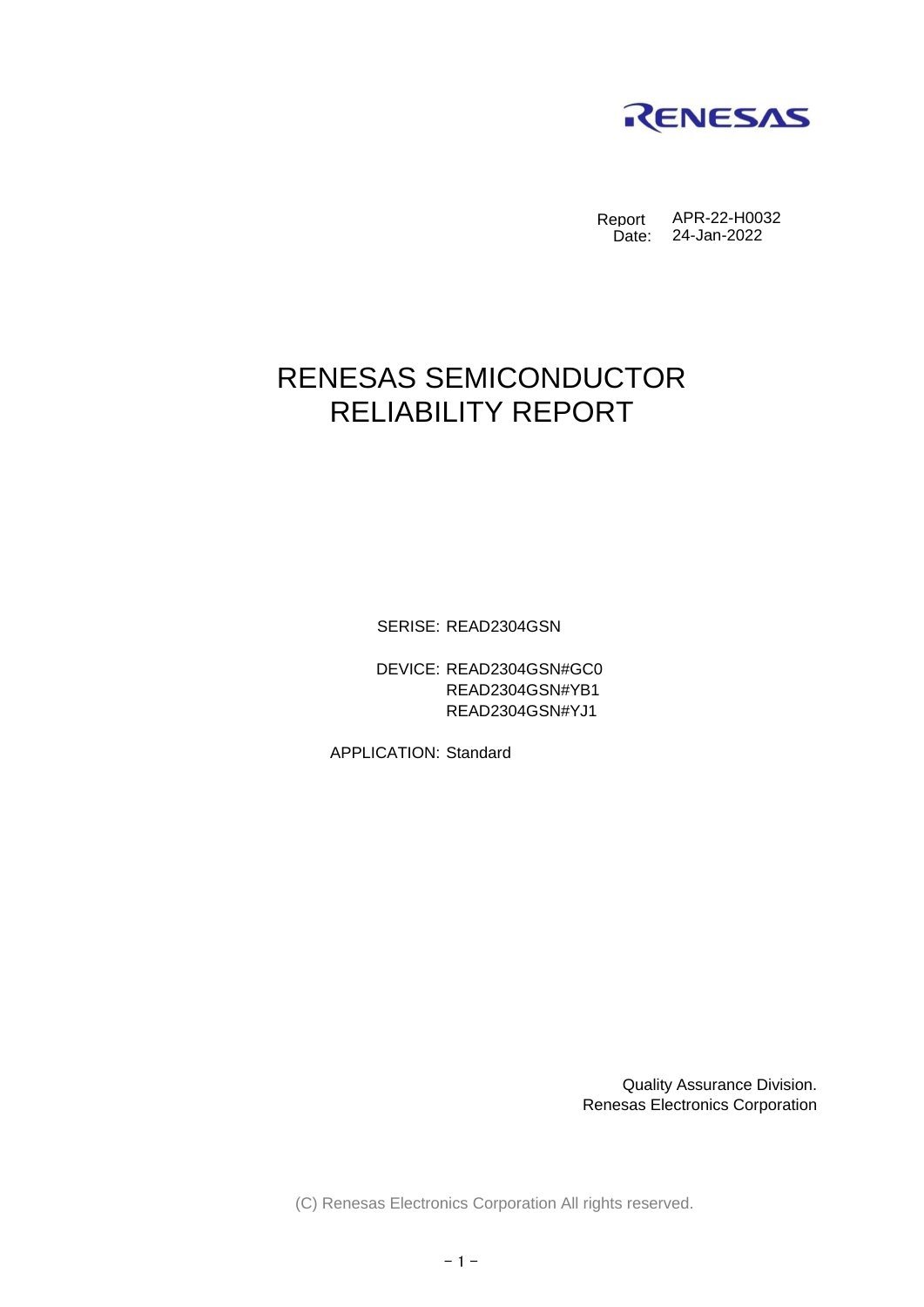RENESAS

Report APR-22-H0032
Date: 24-Jan-2022

# RENESAS SEMICONDUCTOR RELIABILITY REPORT

SERISE: READ2304GSN

DEVICE: READ2304GSN#GC0
READ2304GSN#YB1
READ2304GSN#YJ1

APPLICATION: Standard

Quality Assurance Division.
Renesas Electronics Corporation

(C) Renesas Electronics Corporation All rights reserved.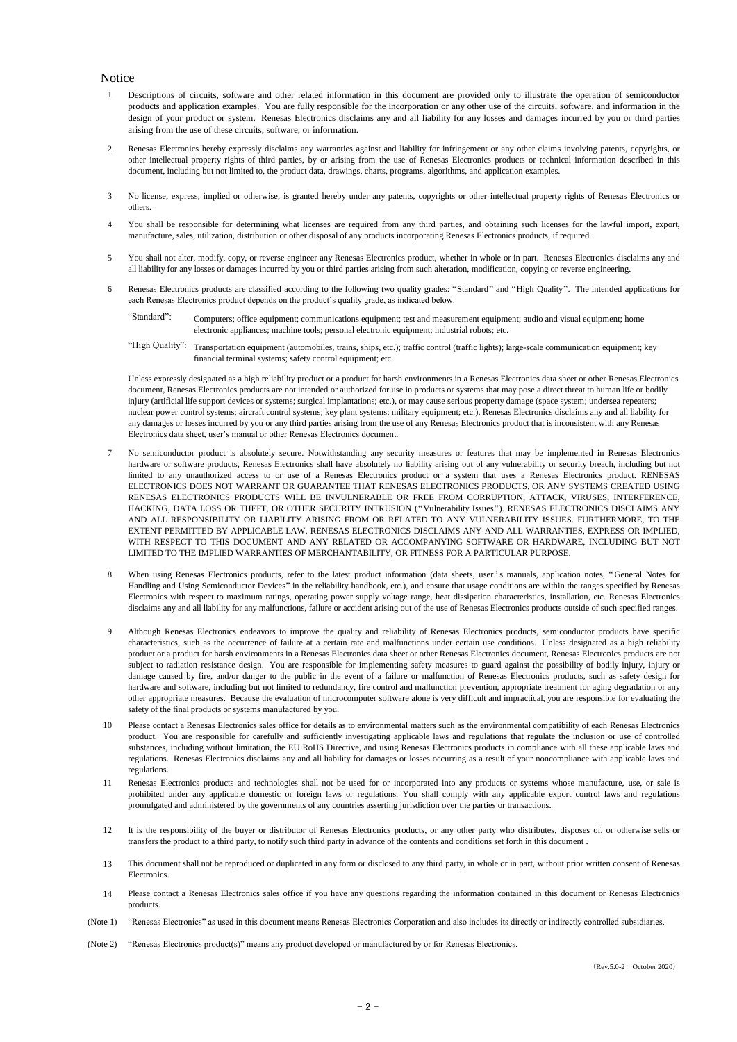# Notice

1. Descriptions of circuits, software and other related information in this document are provided only to illustrate the operation of semiconductor products and application examples. You are fully responsible for the incorporation or any other use of the circuits, software, and information in the design of your product or system. Renesas Electronics disclaims any and all liability for any losses and damages incurred by you or third parties arising from the use of these circuits, software, or information.

2. Renesas Electronics hereby expressly disclaims any warranties against and liability for infringement or any other claims involving patents, copyrights, or other intellectual property rights of third parties, by or arising from the use of Renesas Electronics products or technical information described in this document, including but not limited to, the product data, drawings, charts, programs, algorithms, and application examples.

3. No license, express, implied or otherwise, is granted hereby under any patents, copyrights or other intellectual property rights of Renesas Electronics or others.

4. You shall be responsible for determining what licenses are required from any third parties, and obtaining such licenses for the lawful import, export, manufacture, sales, utilization, distribution or other disposal of any products incorporating Renesas Electronics products, if required.

5. You shall not alter, modify, copy, or reverse engineer any Renesas Electronics product, whether in whole or in part. Renesas Electronics disclaims any and all liability for any losses or damages incurred by you or third parties arising from such alteration, modification, copying or reverse engineering.

6. Renesas Electronics products are classified according to the following two quality grades: "Standard" and "High Quality". The intended applications for each Renesas Electronics product depends on the product's quality grade, as indicated below.

   "Standard": Computers; office equipment; communications equipment; test and measurement equipment; audio and visual equipment; home electronic appliances; machine tools; personal electronic equipment; industrial robots; etc.

   "High Quality": Transportation equipment (automobiles, trains, ships, etc.); traffic control (traffic lights); large-scale communication equipment; key financial terminal systems; safety control equipment; etc.

   Unless expressly designated as a high reliability product or a product for harsh environments in a Renesas Electronics data sheet or other Renesas Electronics document, Renesas Electronics products are not intended or authorized for use in products or systems that may pose a direct threat to human life or bodily injury (artificial life support devices or systems; surgical implantations; etc.), or may cause serious property damage (space system; undersea repeaters; nuclear power control systems; aircraft control systems; key plant systems; military equipment; etc.). Renesas Electronics disclaims any and all liability for any damages or losses incurred by you or any third parties arising from the use of any Renesas Electronics product that is inconsistent with any Renesas Electronics data sheet, user's manual or other Renesas Electronics document.

7. No semiconductor product is absolutely secure. Notwithstanding any security measures or features that may be implemented in Renesas Electronics hardware or software products, Renesas Electronics shall have absolutely no liability arising out of any vulnerability or security breach, including but not limited to any unauthorized access to or use of a Renesas Electronics product or a system that uses a Renesas Electronics product. RENESAS ELECTRONICS DOES NOT WARRANT OR GUARANTEE THAT RENESAS ELECTRONICS PRODUCTS, OR ANY SYSTEMS CREATED USING RENESAS ELECTRONICS PRODUCTS WILL BE INVULNERABLE OR FREE FROM CORRUPTION, ATTACK, VIRUSES, INTERFERENCE, HACKING, DATA LOSS OR THEFT, OR OTHER SECURITY INTRUSION ("Vulnerability Issues"). RENESAS ELECTRONICS DISCLAIMS ANY AND ALL RESPONSIBILITY OR LIABILITY ARISING FROM OR RELATED TO ANY VULNERABILITY ISSUES. FURTHERMORE, TO THE EXTENT PERMITTED BY APPLICABLE LAW, RENESAS ELECTRONICS DISCLAIMS ANY AND ALL WARRANTIES, EXPRESS OR IMPLIED, WITH RESPECT TO THIS DOCUMENT AND ANY RELATED OR ACCOMPANYING SOFTWARE OR HARDWARE, INCLUDING BUT NOT LIMITED TO THE IMPLIED WARRANTIES OF MERCHANTABILITY, OR FITNESS FOR A PARTICULAR PURPOSE.

8. When using Renesas Electronics products, refer to the latest product information (data sheets, user's manuals, application notes, "General Notes for Handling and Using Semiconductor Devices" in the reliability handbook, etc.), and ensure that usage conditions are within the ranges specified by Renesas Electronics with respect to maximum ratings, operating power supply voltage range, heat dissipation characteristics, installation, etc. Renesas Electronics disclaims any and all liability for any malfunctions, failure or accident arising out of the use of Renesas Electronics products outside of such specified ranges.

9. Although Renesas Electronics endeavors to improve the quality and reliability of Renesas Electronics products, semiconductor products have specific characteristics, such as the occurrence of failure at a certain rate and malfunctions under certain use conditions. Unless designated as a high reliability product or a product for harsh environments in a Renesas Electronics data sheet or other Renesas Electronics document, Renesas Electronics products are not subject to radiation resistance design. You are responsible for implementing safety measures to guard against the possibility of bodily injury, injury or damage caused by fire, and/or danger to the public in the event of a failure or malfunction of Renesas Electronics products, such as safety design for hardware and software, including but not limited to redundancy, fire control and malfunction prevention, appropriate treatment for aging degradation or any other appropriate measures. Because the evaluation of microcomputer software alone is very difficult and impractical, you are responsible for evaluating the safety of the final products or systems manufactured by you.

10. Please contact a Renesas Electronics sales office for details as to environmental matters such as the environmental compatibility of each Renesas Electronics product. You are responsible for carefully and sufficiently investigating applicable laws and regulations that regulate the inclusion or use of controlled substances, including without limitation, the EU RoHS Directive, and using Renesas Electronics products in compliance with all these applicable laws and regulations. Renesas Electronics disclaims any and all liability for damages or losses occurring as a result of your noncompliance with applicable laws and regulations.

11. Renesas Electronics products and technologies shall not be used for or incorporated into any products or systems whose manufacture, use, or sale is prohibited under any applicable domestic or foreign laws or regulations. You shall comply with any applicable export control laws and regulations promulgated and administered by the governments of any countries asserting jurisdiction over the parties or transactions.

12. It is the responsibility of the buyer or distributor of Renesas Electronics products, or any other party who distributes, disposes of, or otherwise sells or transfers the product to a third party, to notify such third party in advance of the contents and conditions set forth in this document .

13. This document shall not be reproduced or duplicated in any form or disclosed to any third party, in whole or in part, without prior written consent of Renesas Electronics.

14. Please contact a Renesas Electronics sales office if you have any questions regarding the information contained in this document or Renesas Electronics products.

(Note 1) "Renesas Electronics" as used in this document means Renesas Electronics Corporation and also includes its directly or indirectly controlled subsidiaries.

(Note 2) "Renesas Electronics product(s)" means any product developed or manufactured by or for Renesas Electronics.

（Rev.5.0-2　October 2020）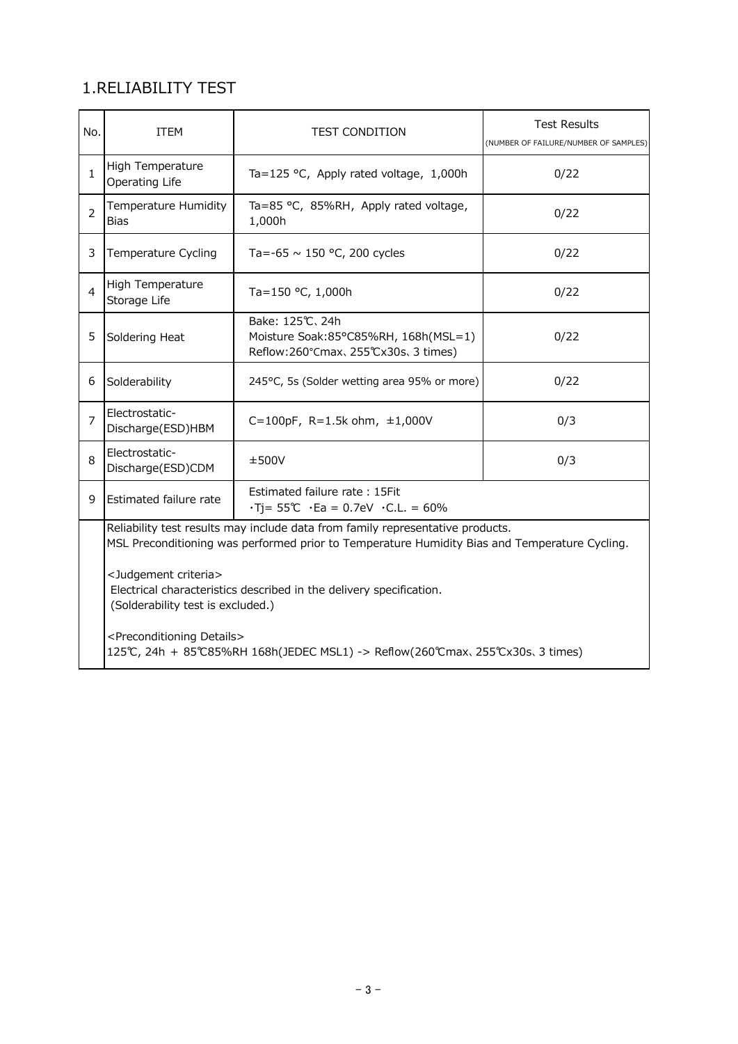## 1.RELIABILITY TEST

| No. | ITEM | TEST CONDITION | Test Results (NUMBER OF FAILURE/NUMBER OF SAMPLES) |
|---|---|---|---|
| 1 | High Temperature Operating Life | Ta=125 °C, Apply rated voltage, 1,000h | 0/22 |
| 2 | Temperature Humidity Bias | Ta=85 °C, 85%RH, Apply rated voltage, 1,000h | 0/22 |
| 3 | Temperature Cycling | Ta=-65 ~ 150 °C, 200 cycles | 0/22 |
| 4 | High Temperature Storage Life | Ta=150 °C, 1,000h | 0/22 |
| 5 | Soldering Heat | Bake: 125℃、24h<br>Moisture Soak:85°C85%RH, 168h(MSL=1)<br>Reflow:260°Cmax、255℃x30s、3 times) | 0/22 |
| 6 | Solderability | 245°C, 5s (Solder wetting area 95% or more) | 0/22 |
| 7 | Electrostatic-Discharge(ESD)HBM | C=100pF, R=1.5k ohm, ±1,000V | 0/3 |
| 8 | Electrostatic-Discharge(ESD)CDM | ±500V | 0/3 |
| 9 | Estimated failure rate | Estimated failure rate : 15Fit<br>・Tj= 55℃ ・Ea = 0.7eV ・C.L. = 60% | |

Reliability test results may include data from family representative products.
MSL Preconditioning was performed prior to Temperature Humidity Bias and Temperature Cycling.

<Judgement criteria>
Electrical characteristics described in the delivery specification.
(Solderability test is excluded.)

<Preconditioning Details>
125℃, 24h + 85℃85%RH 168h(JEDEC MSL1) -> Reflow(260℃max、255℃x30s、3 times)